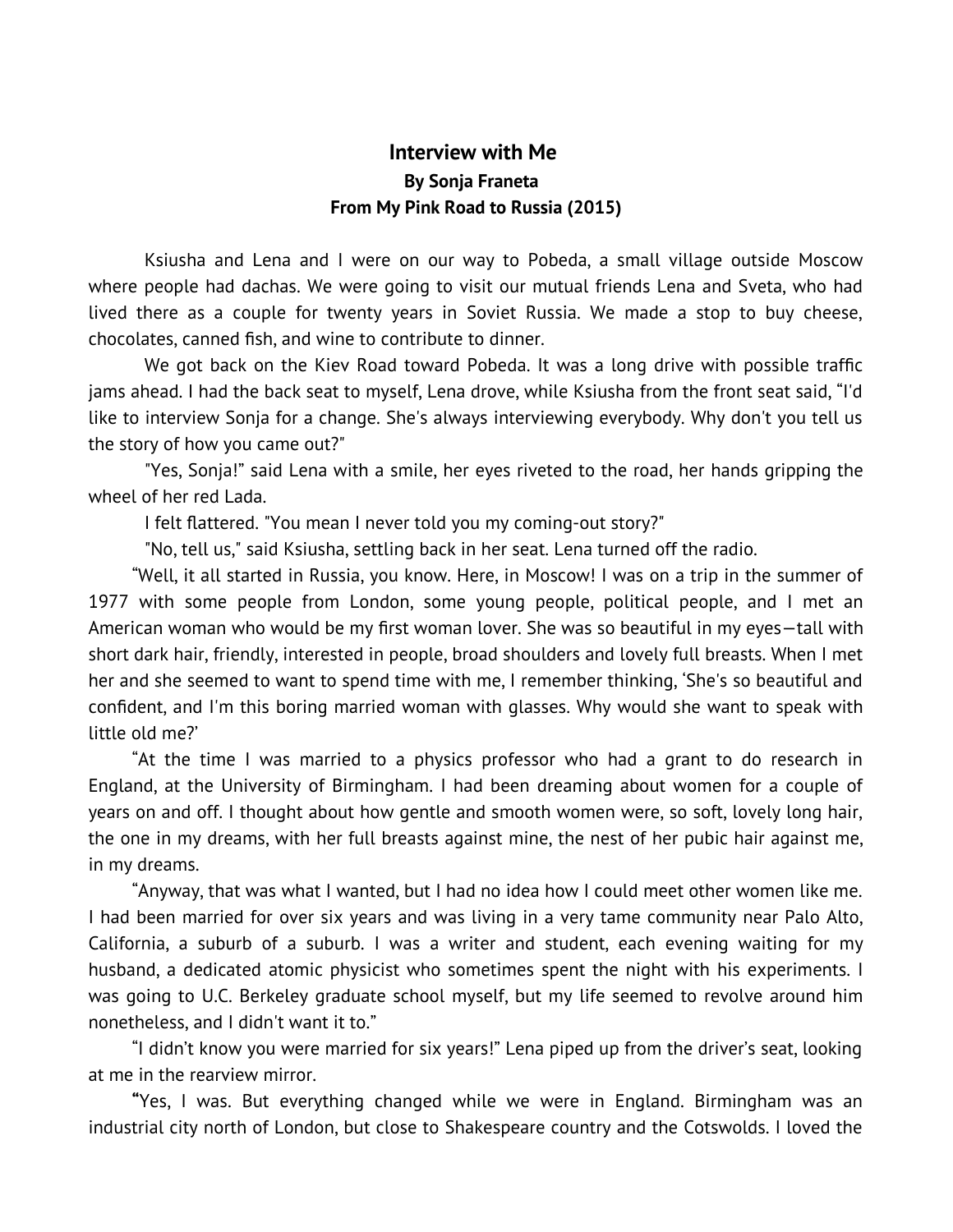# Interview with Me

**By Sonja Franeta**

**From My Pink Road to Russia (2015)**

Ksiusha and Lena and I were on our way to Pobeda, a small village outside Moscow where people had dachas. We were going to visit our mutual friends Lena and Sveta, who had lived there as a couple for twenty years in Soviet Russia. We made a stop to buy cheese, chocolates, canned fish, and wine to contribute to dinner.

We got back on the Kiev Road toward Pobeda. It was a long drive with possible traffic jams ahead. I had the back seat to myself, Lena drove, while Ksiusha from the front seat said, "I'd like to interview Sonja for a change. She's always interviewing everybody. Why don't you tell us the story of how you came out?"

"Yes, Sonja!" said Lena with a smile, her eyes riveted to the road, her hands gripping the wheel of her red Lada.

I felt flattered. "You mean I never told you my coming-out story?"

"No, tell us," said Ksiusha, settling back in her seat. Lena turned off the radio.

"Well, it all started in Russia, you know. Here, in Moscow! I was on a trip in the summer of 1977 with some people from London, some young people, political people, and I met an American woman who would be my first woman lover. She was so beautiful in my eyes—tall with short dark hair, friendly, interested in people, broad shoulders and lovely full breasts. When I met her and she seemed to want to spend time with me, I remember thinking, 'She's so beautiful and confident, and I'm this boring married woman with glasses. Why would she want to speak with little old me?'

"At the time I was married to a physics professor who had a grant to do research in England, at the University of Birmingham. I had been dreaming about women for a couple of years on and off. I thought about how gentle and smooth women were, so soft, lovely long hair, the one in my dreams, with her full breasts against mine, the nest of her pubic hair against me, in my dreams.

"Anyway, that was what I wanted, but I had no idea how I could meet other women like me. I had been married for over six years and was living in a very tame community near Palo Alto, California, a suburb of a suburb. I was a writer and student, each evening waiting for my husband, a dedicated atomic physicist who sometimes spent the night with his experiments. I was going to U.C. Berkeley graduate school myself, but my life seemed to revolve around him nonetheless, and I didn't want it to."

"I didn't know you were married for six years!" Lena piped up from the driver's seat, looking at me in the rearview mirror.

"Yes, I was. But everything changed while we were in England. Birmingham was an industrial city north of London, but close to Shakespeare country and the Cotswolds. I loved the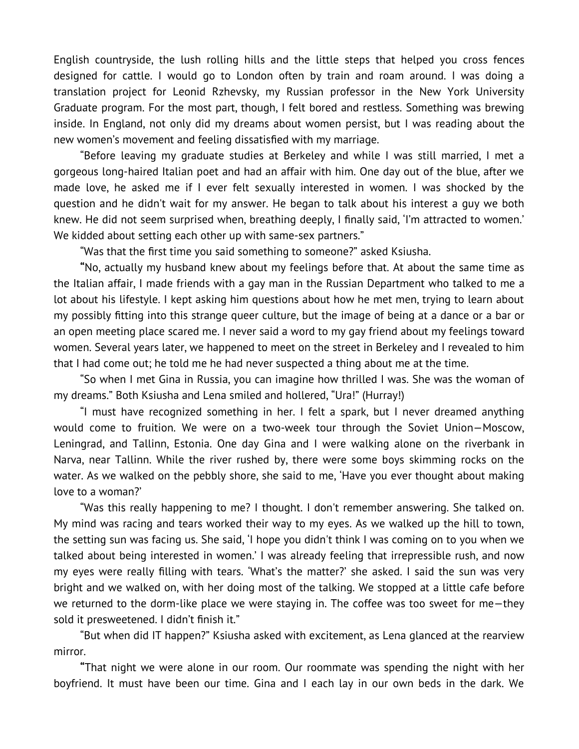English countryside, the lush rolling hills and the little steps that helped you cross fences designed for cattle. I would go to London often by train and roam around. I was doing a translation project for Leonid Rzhevsky, my Russian professor in the New York University Graduate program. For the most part, though, I felt bored and restless. Something was brewing inside. In England, not only did my dreams about women persist, but I was reading about the new women's movement and feeling dissatisfied with my marriage.

"Before leaving my graduate studies at Berkeley and while I was still married, I met a gorgeous long-haired Italian poet and had an affair with him. One day out of the blue, after we made love, he asked me if I ever felt sexually interested in women. I was shocked by the question and he didn't wait for my answer. He began to talk about his interest a guy we both knew. He did not seem surprised when, breathing deeply, I finally said, 'I'm attracted to women.' We kidded about setting each other up with same-sex partners."

"Was that the first time you said something to someone?" asked Ksiusha.

"No, actually my husband knew about my feelings before that. At about the same time as the Italian affair, I made friends with a gay man in the Russian Department who talked to me a lot about his lifestyle. I kept asking him questions about how he met men, trying to learn about my possibly fitting into this strange queer culture, but the image of being at a dance or a bar or an open meeting place scared me. I never said a word to my gay friend about my feelings toward women. Several years later, we happened to meet on the street in Berkeley and I revealed to him that I had come out; he told me he had never suspected a thing about me at the time.

"So when I met Gina in Russia, you can imagine how thrilled I was. She was the woman of my dreams." Both Ksiusha and Lena smiled and hollered, "Ura!" (Hurray!)

"I must have recognized something in her. I felt a spark, but I never dreamed anything would come to fruition. We were on a two-week tour through the Soviet Union—Moscow, Leningrad, and Tallinn, Estonia. One day Gina and I were walking alone on the riverbank in Narva, near Tallinn. While the river rushed by, there were some boys skimming rocks on the water. As we walked on the pebbly shore, she said to me, 'Have you ever thought about making love to a woman?'

"Was this really happening to me? I thought. I don't remember answering. She talked on. My mind was racing and tears worked their way to my eyes. As we walked up the hill to town, the setting sun was facing us. She said, 'I hope you didn't think I was coming on to you when we talked about being interested in women.' I was already feeling that irrepressible rush, and now my eyes were really filling with tears. 'What's the matter?' she asked. I said the sun was very bright and we walked on, with her doing most of the talking. We stopped at a little cafe before we returned to the dorm-like place we were staying in. The coffee was too sweet for me—they sold it presweetened. I didn't finish it."

"But when did IT happen?" Ksiusha asked with excitement, as Lena glanced at the rearview mirror.

"That night we were alone in our room. Our roommate was spending the night with her boyfriend. It must have been our time. Gina and I each lay in our own beds in the dark. We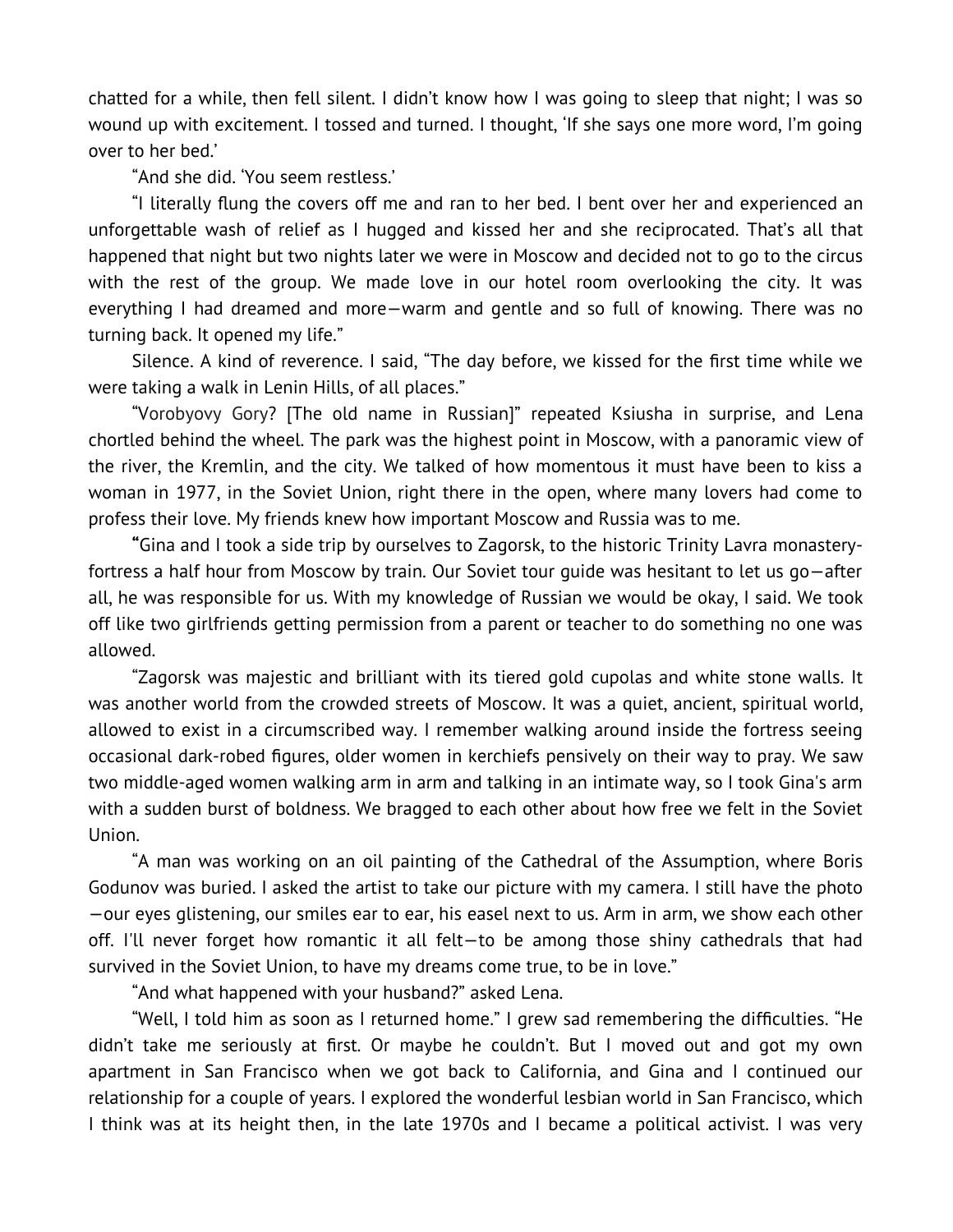chatted for a while, then fell silent. I didn't know how I was going to sleep that night; I was so wound up with excitement. I tossed and turned. I thought, 'If she says one more word, I'm going over to her bed.'

"And she did. 'You seem restless.'

"I literally flung the covers off me and ran to her bed. I bent over her and experienced an unforgettable wash of relief as I hugged and kissed her and she reciprocated. That's all that happened that night but two nights later we were in Moscow and decided not to go to the circus with the rest of the group. We made love in our hotel room overlooking the city. It was everything I had dreamed and more—warm and gentle and so full of knowing. There was no turning back. It opened my life."

Silence. A kind of reverence. I said, "The day before, we kissed for the first time while we were taking a walk in Lenin Hills, of all places."

"Vorobyovy Gory? [The old name in Russian]" repeated Ksiusha in surprise, and Lena chortled behind the wheel. The park was the highest point in Moscow, with a panoramic view of the river, the Kremlin, and the city. We talked of how momentous it must have been to kiss a woman in 1977, in the Soviet Union, right there in the open, where many lovers had come to profess their love. My friends knew how important Moscow and Russia was to me.

"Gina and I took a side trip by ourselves to Zagorsk, to the historic Trinity Lavra monastery-fortress a half hour from Moscow by train. Our Soviet tour guide was hesitant to let us go—after all, he was responsible for us. With my knowledge of Russian we would be okay, I said. We took off like two girlfriends getting permission from a parent or teacher to do something no one was allowed.

"Zagorsk was majestic and brilliant with its tiered gold cupolas and white stone walls. It was another world from the crowded streets of Moscow. It was a quiet, ancient, spiritual world, allowed to exist in a circumscribed way. I remember walking around inside the fortress seeing occasional dark-robed figures, older women in kerchiefs pensively on their way to pray. We saw two middle-aged women walking arm in arm and talking in an intimate way, so I took Gina's arm with a sudden burst of boldness. We bragged to each other about how free we felt in the Soviet Union.

"A man was working on an oil painting of the Cathedral of the Assumption, where Boris Godunov was buried. I asked the artist to take our picture with my camera. I still have the photo—our eyes glistening, our smiles ear to ear, his easel next to us. Arm in arm, we show each other off. I'll never forget how romantic it all felt—to be among those shiny cathedrals that had survived in the Soviet Union, to have my dreams come true, to be in love."

"And what happened with your husband?" asked Lena.

"Well, I told him as soon as I returned home." I grew sad remembering the difficulties. "He didn't take me seriously at first. Or maybe he couldn't. But I moved out and got my own apartment in San Francisco when we got back to California, and Gina and I continued our relationship for a couple of years. I explored the wonderful lesbian world in San Francisco, which I think was at its height then, in the late 1970s and I became a political activist. I was very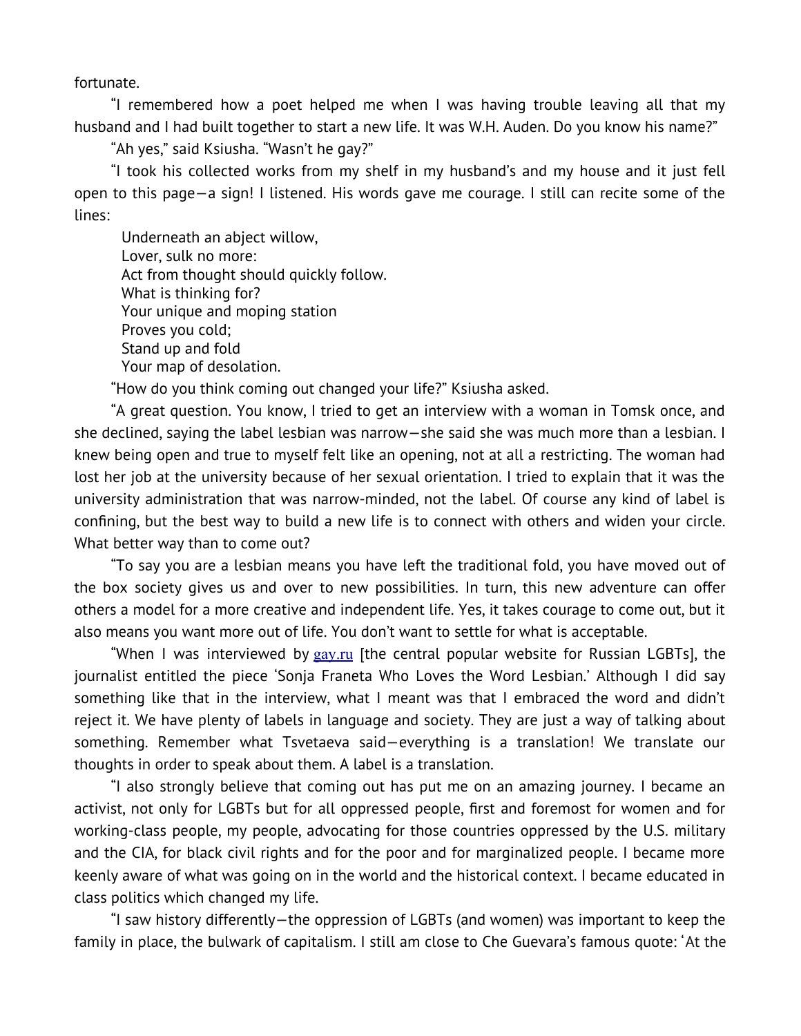fortunate.

"I remembered how a poet helped me when I was having trouble leaving all that my husband and I had built together to start a new life. It was W.H. Auden. Do you know his name?"

"Ah yes," said Ksiusha. "Wasn't he gay?"

"I took his collected works from my shelf in my husband's and my house and it just fell open to this page—a sign! I listened. His words gave me courage. I still can recite some of the lines:

> Underneath an abject willow,
> Lover, sulk no more:
> Act from thought should quickly follow.
> What is thinking for?
> Your unique and moping station
> Proves you cold;
> Stand up and fold
> Your map of desolation.

"How do you think coming out changed your life?" Ksiusha asked.

"A great question. You know, I tried to get an interview with a woman in Tomsk once, and she declined, saying the label lesbian was narrow—she said she was much more than a lesbian. I knew being open and true to myself felt like an opening, not at all a restricting. The woman had lost her job at the university because of her sexual orientation. I tried to explain that it was the university administration that was narrow-minded, not the label. Of course any kind of label is confining, but the best way to build a new life is to connect with others and widen your circle. What better way than to come out?

"To say you are a lesbian means you have left the traditional fold, you have moved out of the box society gives us and over to new possibilities. In turn, this new adventure can offer others a model for a more creative and independent life. Yes, it takes courage to come out, but it also means you want more out of life. You don't want to settle for what is acceptable.

"When I was interviewed by gay.ru [the central popular website for Russian LGBTs], the journalist entitled the piece 'Sonja Franeta Who Loves the Word Lesbian.' Although I did say something like that in the interview, what I meant was that I embraced the word and didn't reject it. We have plenty of labels in language and society. They are just a way of talking about something. Remember what Tsvetaeva said—everything is a translation! We translate our thoughts in order to speak about them. A label is a translation.

"I also strongly believe that coming out has put me on an amazing journey. I became an activist, not only for LGBTs but for all oppressed people, first and foremost for women and for working-class people, my people, advocating for those countries oppressed by the U.S. military and the CIA, for black civil rights and for the poor and for marginalized people. I became more keenly aware of what was going on in the world and the historical context. I became educated in class politics which changed my life.

"I saw history differently—the oppression of LGBTs (and women) was important to keep the family in place, the bulwark of capitalism. I still am close to Che Guevara's famous quote: 'At the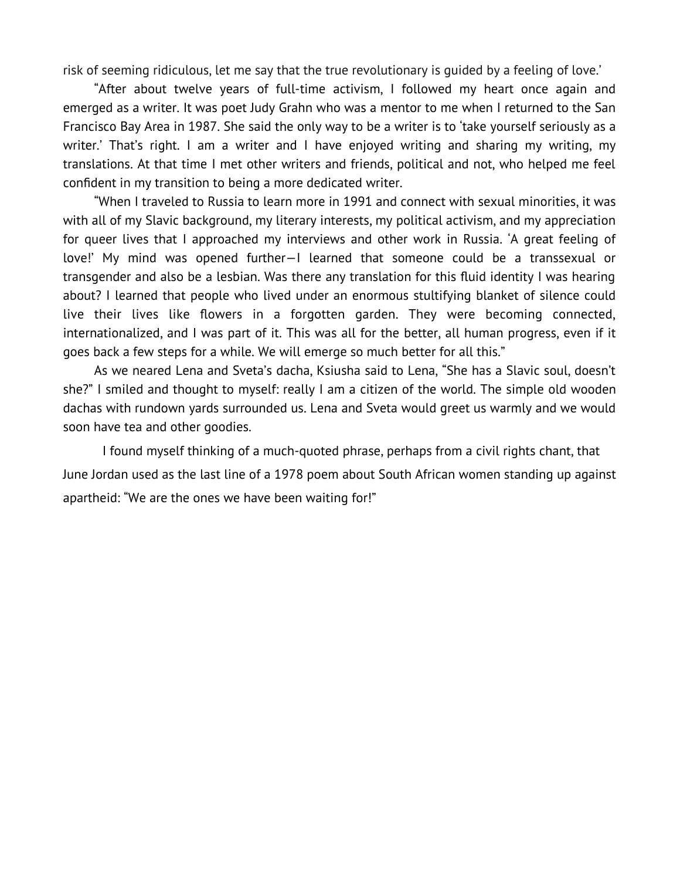risk of seeming ridiculous, let me say that the true revolutionary is guided by a feeling of love.'

"After about twelve years of full-time activism, I followed my heart once again and emerged as a writer. It was poet Judy Grahn who was a mentor to me when I returned to the San Francisco Bay Area in 1987. She said the only way to be a writer is to 'take yourself seriously as a writer.' That's right. I am a writer and I have enjoyed writing and sharing my writing, my translations. At that time I met other writers and friends, political and not, who helped me feel confident in my transition to being a more dedicated writer.

"When I traveled to Russia to learn more in 1991 and connect with sexual minorities, it was with all of my Slavic background, my literary interests, my political activism, and my appreciation for queer lives that I approached my interviews and other work in Russia. 'A great feeling of love!' My mind was opened further—I learned that someone could be a transsexual or transgender and also be a lesbian. Was there any translation for this fluid identity I was hearing about? I learned that people who lived under an enormous stultifying blanket of silence could live their lives like flowers in a forgotten garden. They were becoming connected, internationalized, and I was part of it. This was all for the better, all human progress, even if it goes back a few steps for a while. We will emerge so much better for all this."

As we neared Lena and Sveta's dacha, Ksiusha said to Lena, "She has a Slavic soul, doesn't she?" I smiled and thought to myself: really I am a citizen of the world. The simple old wooden dachas with rundown yards surrounded us. Lena and Sveta would greet us warmly and we would soon have tea and other goodies.

I found myself thinking of a much-quoted phrase, perhaps from a civil rights chant, that June Jordan used as the last line of a 1978 poem about South African women standing up against apartheid: "We are the ones we have been waiting for!"